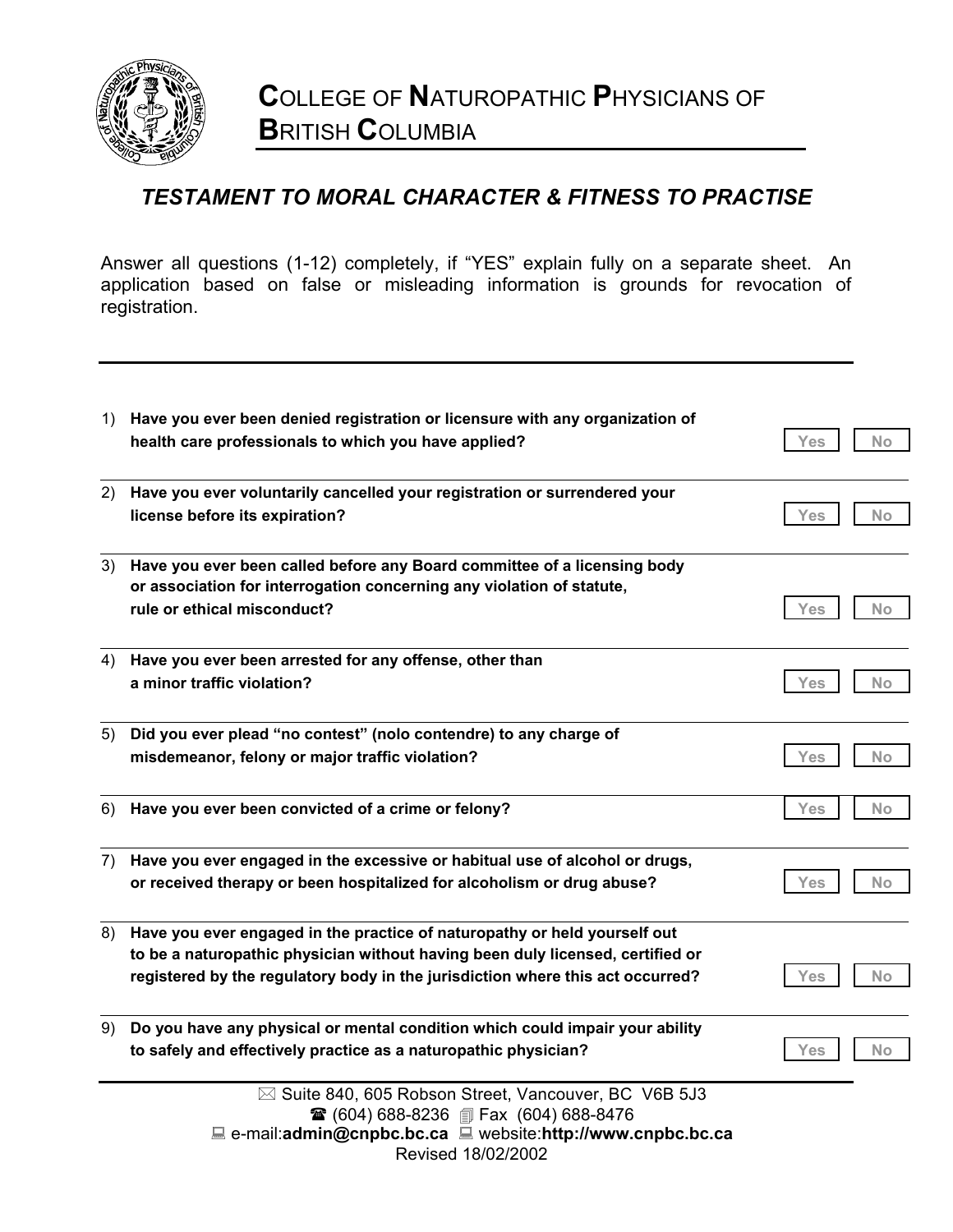# COLLEGE OF NATUROPATHIC PHYSICIANS OF BRITISH COLUMBIA

## *TESTAMENT TO MORAL CHARACTER & FITNESS TO PRACTISE*

Answer all questions (1-12) completely, if "YES" explain fully on a separate sheet. An application based on false or misleading information is grounds for revocation of registration.

---

1) **Have you ever been denied registration or licensure with any organization of health care professionals to which you have applied?** Yes / No

2) **Have you ever voluntarily cancelled your registration or surrendered your license before its expiration?** Yes / No

3) **Have you ever been called before any Board committee of a licensing body or association for interrogation concerning any violation of statute, rule or ethical misconduct?** Yes / No

4) **Have you ever been arrested for any offense, other than a minor traffic violation?** Yes / No

5) **Did you ever plead "no contest" (nolo contendre) to any charge of misdemeanor, felony or major traffic violation?** Yes / No

6) **Have you ever been convicted of a crime or felony?** Yes / No

7) **Have you ever engaged in the excessive or habitual use of alcohol or drugs, or received therapy or been hospitalized for alcoholism or drug abuse?** Yes / No

8) **Have you ever engaged in the practice of naturopathy or held yourself out to be a naturopathic physician without having been duly licensed, certified or registered by the regulatory body in the jurisdiction where this act occurred?** Yes / No

9) **Do you have any physical or mental condition which could impair your ability to safely and effectively practice as a naturopathic physician?** Yes / No

---

Suite 840, 605 Robson Street, Vancouver, BC V6B 5J3
(604) 688-8236 Fax (604) 688-8476
e-mail:**admin@cnpbc.bc.ca** website:**http://www.cnpbc.bc.ca**
Revised 18/02/2002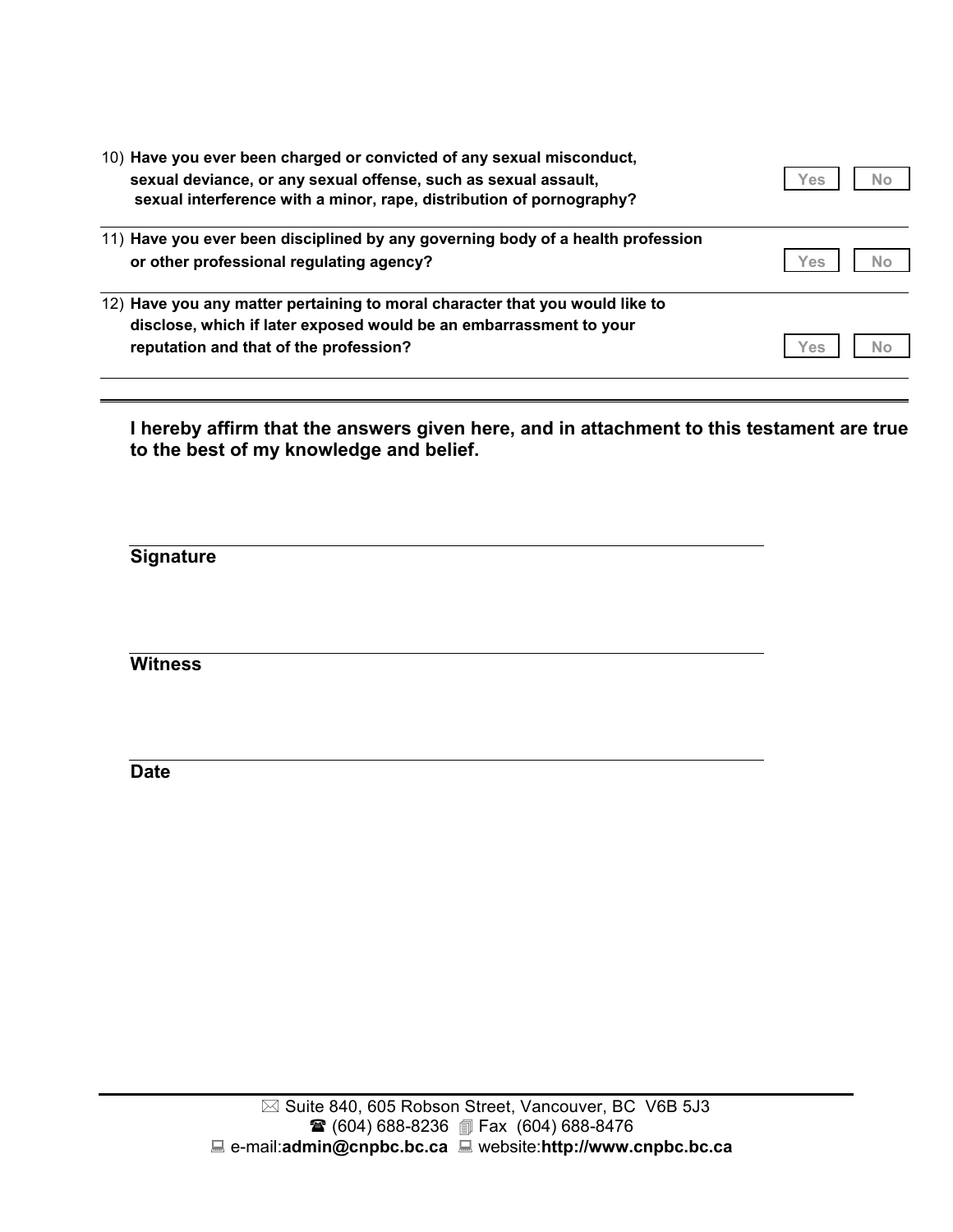10) **Have you ever been charged or convicted of any sexual misconduct, sexual deviance, or any sexual offense, such as sexual assault, sexual interference with a minor, rape, distribution of pornography?** Yes No

---

11) **Have you ever been disciplined by any governing body of a health profession or other professional regulating agency?** Yes No

---

12) **Have you any matter pertaining to moral character that you would like to disclose, which if later exposed would be an embarrassment to your reputation and that of the profession?** Yes No

---

**I hereby affirm that the answers given here, and in attachment to this testament are true to the best of my knowledge and belief.**

\_\_\_\_\_\_\_\_\_\_\_\_\_\_\_\_\_\_\_\_\_\_\_\_\_\_\_\_\_\_\_\_\_\_\_\_\_\_\_\_

**Signature**

\_\_\_\_\_\_\_\_\_\_\_\_\_\_\_\_\_\_\_\_\_\_\_\_\_\_\_\_\_\_\_\_\_\_\_\_\_\_\_\_

**Witness**

\_\_\_\_\_\_\_\_\_\_\_\_\_\_\_\_\_\_\_\_\_\_\_\_\_\_\_\_\_\_\_\_\_\_\_\_\_\_\_\_

**Date**

---

✉ Suite 840, 605 Robson Street, Vancouver, BC V6B 5J3
☎ (604) 688-8236 Fax (604) 688-8476
e-mail:**admin@cnpbc.bc.ca** website:**http://www.cnpbc.bc.ca**